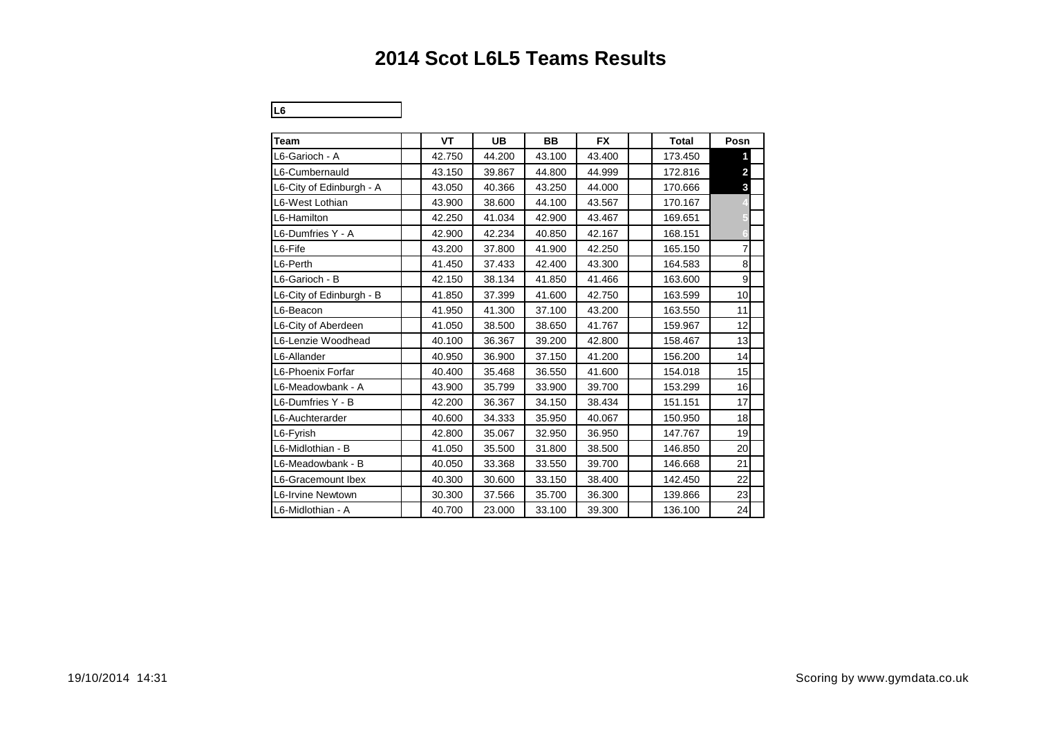# 2014 Scot L6L5 Teams Results

**L6**

| Team | VT | UB | BB | FX | Total | Posn |
|---|---|---|---|---|---|---|
| L6-Garioch - A | 42.750 | 44.200 | 43.100 | 43.400 | 173.450 | 1 |
| L6-Cumbernauld | 43.150 | 39.867 | 44.800 | 44.999 | 172.816 | 2 |
| L6-City of Edinburgh - A | 43.050 | 40.366 | 43.250 | 44.000 | 170.666 | 3 |
| L6-West Lothian | 43.900 | 38.600 | 44.100 | 43.567 | 170.167 | 4 |
| L6-Hamilton | 42.250 | 41.034 | 42.900 | 43.467 | 169.651 | 5 |
| L6-Dumfries Y - A | 42.900 | 42.234 | 40.850 | 42.167 | 168.151 | 6 |
| L6-Fife | 43.200 | 37.800 | 41.900 | 42.250 | 165.150 | 7 |
| L6-Perth | 41.450 | 37.433 | 42.400 | 43.300 | 164.583 | 8 |
| L6-Garioch - B | 42.150 | 38.134 | 41.850 | 41.466 | 163.600 | 9 |
| L6-City of Edinburgh - B | 41.850 | 37.399 | 41.600 | 42.750 | 163.599 | 10 |
| L6-Beacon | 41.950 | 41.300 | 37.100 | 43.200 | 163.550 | 11 |
| L6-City of Aberdeen | 41.050 | 38.500 | 38.650 | 41.767 | 159.967 | 12 |
| L6-Lenzie Woodhead | 40.100 | 36.367 | 39.200 | 42.800 | 158.467 | 13 |
| L6-Allander | 40.950 | 36.900 | 37.150 | 41.200 | 156.200 | 14 |
| L6-Phoenix Forfar | 40.400 | 35.468 | 36.550 | 41.600 | 154.018 | 15 |
| L6-Meadowbank - A | 43.900 | 35.799 | 33.900 | 39.700 | 153.299 | 16 |
| L6-Dumfries Y - B | 42.200 | 36.367 | 34.150 | 38.434 | 151.151 | 17 |
| L6-Auchterarder | 40.600 | 34.333 | 35.950 | 40.067 | 150.950 | 18 |
| L6-Fyrish | 42.800 | 35.067 | 32.950 | 36.950 | 147.767 | 19 |
| L6-Midlothian - B | 41.050 | 35.500 | 31.800 | 38.500 | 146.850 | 20 |
| L6-Meadowbank - B | 40.050 | 33.368 | 33.550 | 39.700 | 146.668 | 21 |
| L6-Gracemount Ibex | 40.300 | 30.600 | 33.150 | 38.400 | 142.450 | 22 |
| L6-Irvine Newtown | 30.300 | 37.566 | 35.700 | 36.300 | 139.866 | 23 |
| L6-Midlothian - A | 40.700 | 23.000 | 33.100 | 39.300 | 136.100 | 24 |

19/10/2014 14:31

Scoring by www.gymdata.co.uk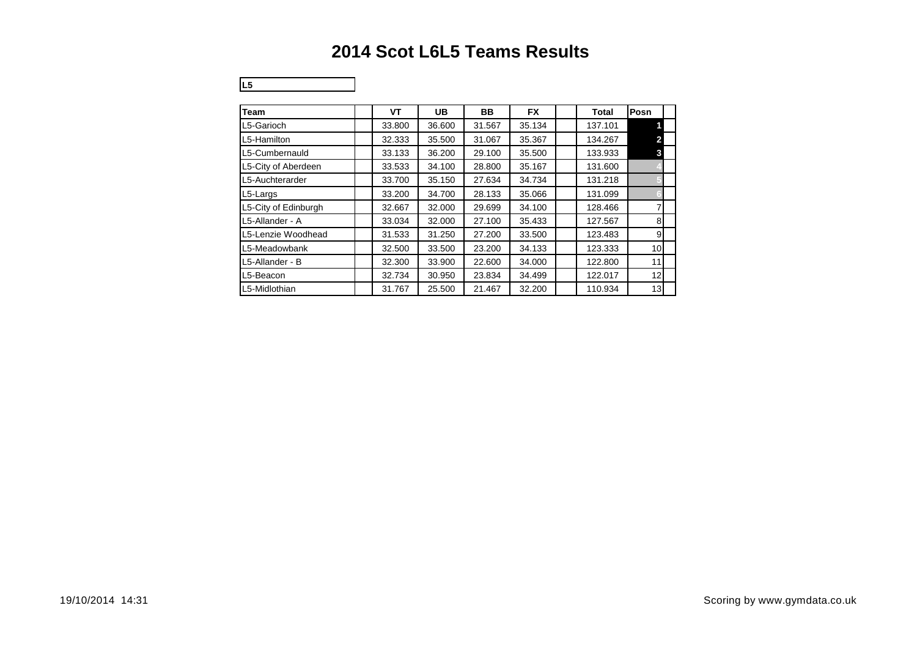# 2014 Scot L6L5 Teams Results

**L5**

| Team | VT | UB | BB | FX | Total | Posn |
|---|---|---|---|---|---|---|
| L5-Garioch | 33.800 | 36.600 | 31.567 | 35.134 | 137.101 | 1 |
| L5-Hamilton | 32.333 | 35.500 | 31.067 | 35.367 | 134.267 | 2 |
| L5-Cumbernauld | 33.133 | 36.200 | 29.100 | 35.500 | 133.933 | 3 |
| L5-City of Aberdeen | 33.533 | 34.100 | 28.800 | 35.167 | 131.600 | 4 |
| L5-Auchterarder | 33.700 | 35.150 | 27.634 | 34.734 | 131.218 | 5 |
| L5-Largs | 33.200 | 34.700 | 28.133 | 35.066 | 131.099 | 6 |
| L5-City of Edinburgh | 32.667 | 32.000 | 29.699 | 34.100 | 128.466 | 7 |
| L5-Allander - A | 33.034 | 32.000 | 27.100 | 35.433 | 127.567 | 8 |
| L5-Lenzie Woodhead | 31.533 | 31.250 | 27.200 | 33.500 | 123.483 | 9 |
| L5-Meadowbank | 32.500 | 33.500 | 23.200 | 34.133 | 123.333 | 10 |
| L5-Allander - B | 32.300 | 33.900 | 22.600 | 34.000 | 122.800 | 11 |
| L5-Beacon | 32.734 | 30.950 | 23.834 | 34.499 | 122.017 | 12 |
| L5-Midlothian | 31.767 | 25.500 | 21.467 | 32.200 | 110.934 | 13 |

19/10/2014 14:31

Scoring by www.gymdata.co.uk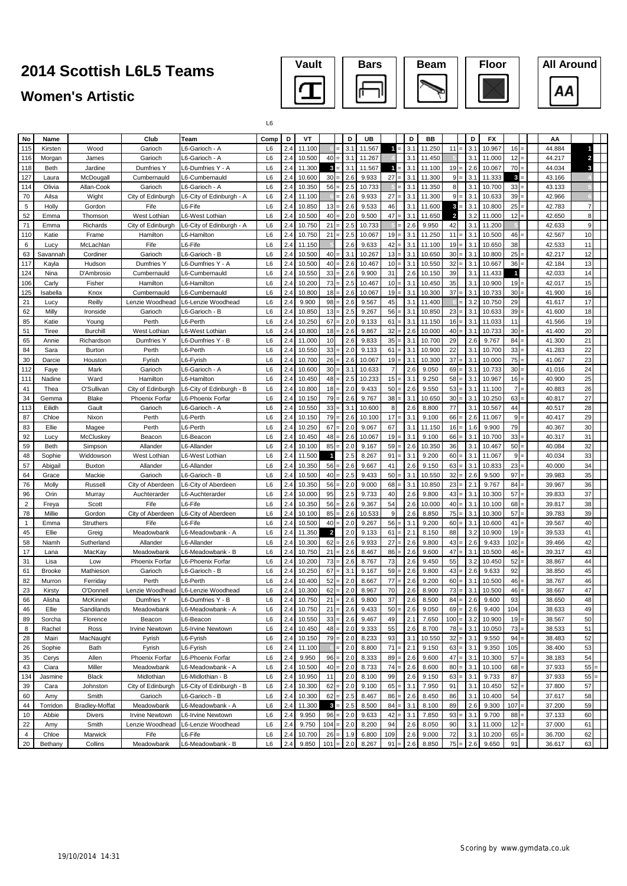# 2014 Scottish L6L5 Teams

## Women's Artistic

Vault | Bars | Beam | Floor | All Around

L6

| No | Name | | Club | Team | Comp | D | VT | | D | UB | | D | BB | | D | FX | | AA | |
|---|---|---|---|---|---|---|---|---|---|---|---|---|---|---|---|---|---|---|---|
| 115 | Kirsten | Wood | Garioch | L6-Garioch - A | L6 | 2.4 | 11.100 | 6 = | 3.1 | 11.567 | 1 = | 3.1 | 11.250 | 11 = | 3.1 | 10.967 | 16 = | 44.884 | 1 |
| 116 | Morgan | James | Garioch | L6-Garioch - A | L6 | 2.4 | 10.500 | 40 = | 3.1 | 11.267 | 4 | 3.1 | 11.450 | 5 | 3.1 | 11.000 | 12 = | 44.217 | 2 |
| 118 | Beth | Jardine | Dumfries Y | L6-Dumfries Y - A | L6 | 2.4 | 11.300 | 3 = | 3.1 | 11.567 | 1 = | 3.1 | 11.100 | 19 = | 2.6 | 10.067 | 70 = | 44.034 | 3 |
| 127 | Laura | McDougall | Cumbernauld | L6-Cumbernauld | L6 | 2.4 | 10.600 | 30 = | 2.6 | 9.933 | 27 = | 3.1 | 11.300 | 9 = | 3.1 | 11.333 | 3 = | 43.166 | 4 |
| 114 | Olivia | Allan-Cook | Garioch | L6-Garioch - A | L6 | 2.4 | 10.350 | 56 = | 2.5 | 10.733 | 5 = | 3.1 | 11.350 | 8 | 3.1 | 10.700 | 33 = | 43.133 | 5 |
| 70 | Ailsa | Wight | City of Edinburgh | L6-City of Edinburgh - A | L6 | 2.4 | 11.100 | 6 = | 2.6 | 9.933 | 27 = | 3.1 | 11.300 | 9 = | 3.1 | 10.633 | 39 = | 42.966 | 6 |
| 5 | Holly | Gordon | Fife | L6-Fife | L6 | 2.4 | 10.850 | 13 = | 2.6 | 9.533 | 46 | 3.1 | 11.600 | 3 = | 3.1 | 10.800 | 25 = | 42.783 | 7 |
| 52 | Emma | Thomson | West Lothian | L6-West Lothian | L6 | 2.4 | 10.500 | 40 = | 2.0 | 9.500 | 47 = | 3.1 | 11.650 | 2 | 3.2 | 11.000 | 12 = | 42.650 | 8 |
| 71 | Emma | Richards | City of Edinburgh | L6-City of Edinburgh - A | L6 | 2.4 | 10.750 | 21 = | 2.5 | 10.733 | 5 = | 2.6 | 9.950 | 42 | 3.1 | 11.200 | 5 | 42.633 | 9 |
| 110 | Katie | Frame | Hamilton | L6-Hamilton | L6 | 2.4 | 10.750 | 21 = | 2.5 | 10.067 | 19 = | 3.1 | 11.250 | 11 = | 3.1 | 10.500 | 46 = | 42.567 | 10 |
| 6 | Lucy | McLachlan | Fife | L6-Fife | L6 | 2.4 | 11.150 | 5 | 2.6 | 9.633 | 42 = | 3.1 | 11.100 | 19 = | 3.1 | 10.650 | 38 | 42.533 | 11 |
| 63 | Savannah | Cordiner | Garioch | L6-Garioch - B | L6 | 2.4 | 10.500 | 40 = | 3.1 | 10.267 | 13 = | 3.1 | 10.650 | 30 = | 3.1 | 10.800 | 25 = | 42.217 | 12 |
| 117 | Kayla | Hudson | Dumfries Y | L6-Dumfries Y - A | L6 | 2.4 | 10.500 | 40 = | 2.6 | 10.467 | 10 = | 3.1 | 10.550 | 32 = | 3.1 | 10.667 | 36 = | 42.184 | 13 |
| 124 | Nina | D'Ambrosio | Cumbernauld | L6-Cumbernauld | L6 | 2.4 | 10.550 | 33 = | 2.6 | 9.900 | 31 | 2.6 | 10.150 | 39 | 3.1 | 11.433 | 1 | 42.033 | 14 |
| 106 | Carly | Fisher | Hamilton | L6-Hamilton | L6 | 2.4 | 10.200 | 73 = | 2.5 | 10.467 | 10 = | 3.1 | 10.450 | 35 | 3.1 | 10.900 | 19 = | 42.017 | 15 |
| 125 | Isabella | Knox | Cumbernauld | L6-Cumbernauld | L6 | 2.4 | 10.800 | 18 = | 2.6 | 10.067 | 19 = | 3.1 | 10.300 | 37 = | 3.1 | 10.733 | 30 = | 41.900 | 16 |
| 21 | Lucy | Reilly | Lenzie Woodhead | L6-Lenzie Woodhead | L6 | 2.4 | 9.900 | 98 = | 2.6 | 9.567 | 45 | 3.1 | 11.400 | 6 = | 3.2 | 10.750 | 29 | 41.617 | 17 |
| 62 | Milly | Ironside | Garioch | L6-Garioch - B | L6 | 2.4 | 10.850 | 13 = | 2.5 | 9.267 | 56 = | 3.1 | 10.850 | 23 = | 3.1 | 10.633 | 39 = | 41.600 | 18 |
| 85 | Katie | Young | Perth | L6-Perth | L6 | 2.4 | 10.250 | 67 = | 2.0 | 9.133 | 61 = | 3.1 | 11.150 | 16 = | 3.1 | 11.033 | 11 | 41.566 | 19 |
| 51 | Tiree | Burchill | West Lothian | L6-West Lothian | L6 | 2.4 | 10.800 | 18 = | 2.6 | 9.867 | 32 = | 2.6 | 10.000 | 40 = | 3.1 | 10.733 | 30 = | 41.400 | 20 |
| 65 | Annie | Richardson | Dumfries Y | L6-Dumfries Y - B | L6 | 2.4 | 11.000 | 10 | 2.6 | 9.833 | 35 = | 3.1 | 10.700 | 29 | 2.6 | 9.767 | 84 = | 41.300 | 21 |
| 84 | Sara | Burton | Perth | L6-Perth | L6 | 2.4 | 10.550 | 33 = | 2.0 | 9.133 | 61 = | 3.1 | 10.900 | 22 | 3.1 | 10.700 | 33 = | 41.283 | 22 |
| 30 | Darcie | Houston | Fyrish | L6-Fyrish | L6 | 2.4 | 10.700 | 26 = | 2.6 | 10.067 | 19 = | 3.1 | 10.300 | 37 = | 3.1 | 10.000 | 75 = | 41.067 | 23 |
| 112 | Faye | Mark | Garioch | L6-Garioch - A | L6 | 2.4 | 10.600 | 30 = | 3.1 | 10.633 | 7 | 2.6 | 9.050 | 69 = | 3.1 | 10.733 | 30 = | 41.016 | 24 |
| 111 | Nadine | Ward | Hamilton | L6-Hamilton | L6 | 2.4 | 10.450 | 48 = | 2.5 | 10.233 | 15 = | 3.1 | 9.250 | 58 = | 3.1 | 10.967 | 16 = | 40.900 | 25 |
| 41 | Thea | O'Sullivan | City of Edinburgh | L6-City of Edinburgh - B | L6 | 2.4 | 10.800 | 18 = | 2.0 | 9.433 | 50 = | 2.6 | 9.550 | 53 = | 3.1 | 11.100 | 7 = | 40.883 | 26 |
| 34 | Gemma | Blake | Phoenix Forfar | L6-Phoenix Forfar | L6 | 2.4 | 10.150 | 79 = | 2.6 | 9.767 | 38 = | 3.1 | 10.650 | 30 = | 3.1 | 10.250 | 63 = | 40.817 | 27 |
| 113 | Eilidh | Gault | Garioch | L6-Garioch - A | L6 | 2.4 | 10.550 | 33 = | 3.1 | 10.600 | 8 | 2.6 | 8.800 | 77 | 3.1 | 10.567 | 44 | 40.517 | 28 |
| 87 | Chloe | Nixon | Perth | L6-Perth | L6 | 2.4 | 10.150 | 79 = | 2.6 | 10.100 | 17 = | 3.1 | 9.100 | 66 = | 2.6 | 11.067 | 9 = | 40.417 | 29 |
| 83 | Ellie | Magee | Perth | L6-Perth | L6 | 2.4 | 10.250 | 67 = | 2.0 | 9.067 | 67 | 3.1 | 11.150 | 16 = | 1.6 | 9.900 | 79 | 40.367 | 30 |
| 92 | Lucy | McCluskey | Beacon | L6-Beacon | L6 | 2.4 | 10.450 | 48 = | 2.6 | 10.067 | 19 = | 3.1 | 9.100 | 66 = | 3.1 | 10.700 | 33 = | 40.317 | 31 |
| 59 | Beth | Simpson | Allander | L6-Allander | L6 | 2.4 | 10.100 | 85 = | 2.0 | 9.167 | 59 = | 2.6 | 10.350 | 36 | 3.1 | 10.467 | 50 = | 40.084 | 32 |
| 48 | Sophie | Widdowson | West Lothian | L6-West Lothian | L6 | 2.4 | 11.500 | 1 | 2.5 | 8.267 | 91 = | 3.1 | 9.200 | 60 = | 3.1 | 11.067 | 9 = | 40.034 | 33 |
| 57 | Abigail | Buxton | Allander | L6-Allander | L6 | 2.4 | 10.350 | 56 = | 2.6 | 9.667 | 41 | 2.6 | 9.150 | 63 = | 3.1 | 10.833 | 23 = | 40.000 | 34 |
| 64 | Grace | Mackie | Garioch | L6-Garioch - B | L6 | 2.4 | 10.500 | 40 = | 2.5 | 9.433 | 50 = | 3.1 | 10.550 | 32 = | 2.6 | 9.500 | 97 = | 39.983 | 35 |
| 76 | Molly | Russell | City of Aberdeen | L6-City of Aberdeen | L6 | 2.4 | 10.350 | 56 = | 2.0 | 9.000 | 68 = | 3.1 | 10.850 | 23 = | 2.1 | 9.767 | 84 = | 39.967 | 36 |
| 96 | Orin | Murray | Auchterarder | L6-Auchterarder | L6 | 2.4 | 10.000 | 95 | 2.5 | 9.733 | 40 | 2.6 | 9.800 | 43 = | 3.1 | 10.300 | 57 = | 39.833 | 37 |
| 2 | Freya | Scott | Fife | L6-Fife | L6 | 2.4 | 10.350 | 56 = | 2.6 | 9.367 | 54 | 2.6 | 10.000 | 40 = | 3.1 | 10.100 | 68 = | 39.817 | 38 |
| 78 | Millie | Gordon | City of Aberdeen | L6-City of Aberdeen | L6 | 2.4 | 10.100 | 85 = | 2.6 | 10.533 | 9 | 2.6 | 8.850 | 75 = | 3.1 | 10.300 | 57 = | 39.783 | 39 |
| 1 | Emma | Struthers | Fife | L6-Fife | L6 | 2.4 | 10.500 | 40 = | 2.0 | 9.267 | 56 = | 3.1 | 9.200 | 60 = | 3.1 | 10.600 | 41 = | 39.567 | 40 |
| 45 | Ellie | Greig | Meadowbank | L6-Meadowbank - A | L6 | 2.4 | 11.350 | 2 | 2.0 | 9.133 | 61 = | 2.1 | 8.150 | 88 | 3.2 | 10.900 | 19 = | 39.533 | 41 |
| 58 | Niamh | Sutherland | Allander | L6-Allander | L6 | 2.4 | 10.300 | 62 = | 2.6 | 9.933 | 27 = | 2.6 | 9.800 | 43 = | 2.6 | 9.433 | 102 = | 39.466 | 42 |
| 17 | Lana | MacKay | Meadowbank | L6-Meadowbank - B | L6 | 2.4 | 10.750 | 21 = | 2.6 | 8.467 | 86 = | 2.6 | 9.600 | 47 = | 3.1 | 10.500 | 46 = | 39.317 | 43 |
| 31 | Lisa | Low | Phoenix Forfar | L6-Phoenix Forfar | L6 | 2.4 | 10.200 | 73 = | 2.6 | 8.767 | 73 | 2.6 | 9.450 | 55 | 3.2 | 10.450 | 52 = | 38.867 | 44 |
| 61 | Brooke | Mathieson | Garioch | L6-Garioch - B | L6 | 2.4 | 10.250 | 67 = | 3.1 | 9.167 | 59 = | 2.6 | 9.800 | 43 = | 2.6 | 9.633 | 92 | 38.850 | 45 |
| 82 | Murron | Ferriday | Perth | L6-Perth | L6 | 2.4 | 10.400 | 52 = | 2.0 | 8.667 | 77 = | 2.6 | 9.200 | 60 = | 3.1 | 10.500 | 46 = | 38.767 | 46 |
| 23 | Kirsty | O'Donnell | Lenzie Woodhead | L6-Lenzie Woodhead | L6 | 2.4 | 10.300 | 62 = | 2.0 | 8.967 | 70 | 2.6 | 8.900 | 73 = | 3.1 | 10.500 | 46 = | 38.667 | 47 |
| 66 | Alisha | McKinnel | Dumfries Y | L6-Dumfries Y - B | L6 | 2.4 | 10.750 | 21 = | 2.6 | 9.800 | 37 | 2.6 | 8.500 | 84 = | 2.6 | 9.600 | 93 | 38.650 | 48 |
| 46 | Ellie | Sandilands | Meadowbank | L6-Meadowbank - A | L6 | 2.4 | 10.750 | 21 = | 2.6 | 9.433 | 50 = | 2.6 | 9.050 | 69 = | 2.6 | 9.400 | 104 | 38.633 | 49 |
| 89 | Sorcha | Florence | Beacon | L6-Beacon | L6 | 2.4 | 10.550 | 33 = | 2.6 | 9.467 | 49 | 2.1 | 7.650 | 100 = | 3.2 | 10.900 | 19 = | 38.567 | 50 |
| 8 | Rachel | Ross | Irvine Newtown | L6-Irvine Newtown | L6 | 2.4 | 10.450 | 48 = | 2.0 | 9.333 | 55 | 2.6 | 8.700 | 78 = | 3.1 | 10.050 | 73 = | 38.533 | 51 |
| 28 | Mairi | MacNaught | Fyrish | L6-Fyrish | L6 | 2.4 | 10.150 | 79 = | 2.0 | 8.233 | 93 | 3.1 | 10.550 | 32 = | 3.1 | 9.550 | 94 = | 38.483 | 52 |
| 26 | Sophie | Bath | Fyrish | L6-Fyrish | L6 | 2.4 | 11.100 | 6 = | 2.0 | 8.800 | 71 = | 2.1 | 9.150 | 63 = | 3.1 | 9.350 | 105 | 38.400 | 53 |
| 35 | Cerys | Allen | Phoenix Forfar | L6-Phoenix Forfar | L6 | 2.4 | 9.950 | 96 = | 2.0 | 8.333 | 89 = | 2.6 | 9.600 | 47 = | 3.1 | 10.300 | 57 = | 38.183 | 54 |
| 43 | Ciara | Miller | Meadowbank | L6-Meadowbank - A | L6 | 2.4 | 10.500 | 40 = | 2.0 | 8.733 | 74 = | 2.6 | 8.600 | 80 = | 3.1 | 10.100 | 68 = | 37.933 | 55 = |
| 134 | Jasmine | Black | Midlothian | L6-Midlothian - B | L6 | 2.4 | 10.950 | 11 | 2.0 | 8.100 | 99 | 2.6 | 9.150 | 63 = | 3.1 | 9.733 | 87 | 37.933 | 55 = |
| 39 | Cara | Johnston | City of Edinburgh | L6-City of Edinburgh - B | L6 | 2.4 | 10.300 | 62 = | 2.0 | 9.100 | 65 = | 3.1 | 7.950 | 91 | 3.1 | 10.450 | 52 = | 37.800 | 57 |
| 60 | Amy | Smith | Garioch | L6-Garioch - B | L6 | 2.4 | 10.300 | 62 = | 2.5 | 8.467 | 86 = | 2.6 | 8.450 | 86 | 3.1 | 10.400 | 54 | 37.617 | 58 |
| 44 | Torridon | Bradley-Moffat | Meadowbank | L6-Meadowbank - A | L6 | 2.4 | 11.300 | 3 = | 2.5 | 8.500 | 84 = | 3.1 | 8.100 | 89 | 2.6 | 9.300 | 107 = | 37.200 | 59 |
| 10 | Abbie | Divers | Irvine Newtown | L6-Irvine Newtown | L6 | 2.4 | 9.950 | 96 = | 2.0 | 9.633 | 42 = | 3.1 | 7.850 | 93 = | 3.1 | 9.700 | 88 = | 37.133 | 60 |
| 22 | Amy | Smith | Lenzie Woodhead | L6-Lenzie Woodhead | L6 | 2.4 | 9.750 | 104 = | 2.0 | 8.200 | 94 | 2.6 | 8.050 | 90 | 3.1 | 11.000 | 12 = | 37.000 | 61 |
| 4 | Chloe | Marwick | Fife | L6-Fife | L6 | 2.4 | 10.700 | 26 = | 1.9 | 6.800 | 109 | 2.6 | 9.000 | 72 | 3.1 | 10.200 | 65 = | 36.700 | 62 |
| 20 | Bethany | Collins | Meadowbank | L6-Meadowbank - B | L6 | 2.4 | 9.850 | 101 = | 2.0 | 8.267 | 91 = | 2.6 | 8.850 | 75 = | 2.6 | 9.650 | 91 | 36.617 | 63 |

19/10/2014 14:31

Scoring by www.gymdata.co.uk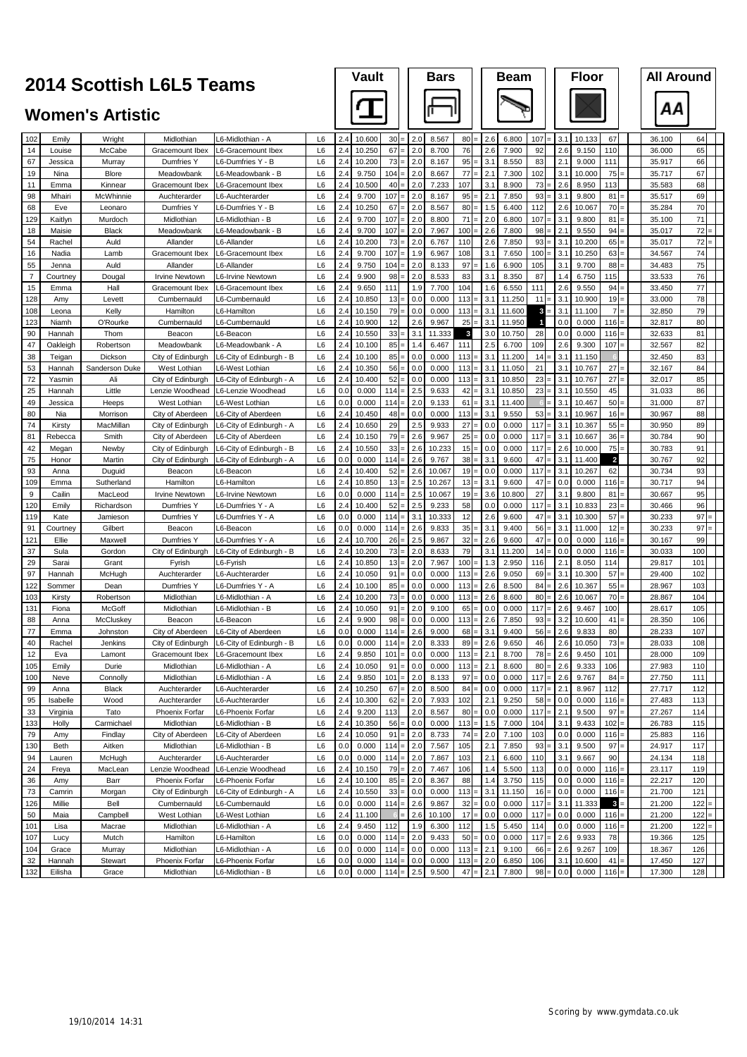# 2014 Scottish L6L5 Teams

## Women's Artistic

| No | First | Surname | Club | Team | Level | Vault D | Vault Score | Vault Rank | Bars D | Bars Score | Bars Rank | Beam D | Beam Score | Beam Rank | Floor D | Floor Score | Floor Rank | All Around | AA Rank |
|---|---|---|---|---|---|---|---|---|---|---|---|---|---|---|---|---|---|---|---|
| 102 | Emily | Wright | Midlothian | L6-Midlothian - A | L6 | 2.4 | 10.600 | 30 = | 2.0 | 8.567 | 80 = | 2.6 | 6.800 | 107 = | 3.1 | 10.133 | 67 | 36.100 | 64 |
| 14 | Louise | McCabe | Gracemount Ibex | L6-Gracemount Ibex | L6 | 2.4 | 10.250 | 67 = | 2.0 | 8.700 | 76 | 2.6 | 7.900 | 92 | 2.6 | 9.150 | 110 | 36.000 | 65 |
| 67 | Jessica | Murray | Dumfries Y | L6-Dumfries Y - B | L6 | 2.4 | 10.200 | 73 = | 2.0 | 8.167 | 95 = | 3.1 | 8.550 | 83 | 2.1 | 9.000 | 111 | 35.917 | 66 |
| 19 | Nina | Blore | Meadowbank | L6-Meadowbank - B | L6 | 2.4 | 9.750 | 104 = | 2.0 | 8.667 | 77 = | 2.1 | 7.300 | 102 | 3.1 | 10.000 | 75 = | 35.717 | 67 |
| 11 | Emma | Kinnear | Gracemount Ibex | L6-Gracemount Ibex | L6 | 2.4 | 10.500 | 40 = | 2.0 | 7.233 | 107 | 3.1 | 8.900 | 73 = | 2.6 | 8.950 | 113 | 35.583 | 68 |
| 98 | Mhairi | McWhinnie | Auchterarder | L6-Auchterarder | L6 | 2.4 | 9.700 | 107 = | 2.0 | 8.167 | 95 = | 2.1 | 7.850 | 93 = | 3.1 | 9.800 | 81 = | 35.517 | 69 |
| 68 | Eve | Leonaro | Dumfries Y | L6-Dumfries Y - B | L6 | 2.4 | 10.250 | 67 = | 2.0 | 8.567 | 80 = | 1.5 | 6.400 | 112 | 2.6 | 10.067 | 70 = | 35.284 | 70 |
| 129 | Kaitlyn | Murdoch | Midlothian | L6-Midlothian - B | L6 | 2.4 | 9.700 | 107 = | 2.0 | 8.800 | 71 = | 2.0 | 6.800 | 107 = | 3.1 | 9.800 | 81 = | 35.100 | 71 |
| 18 | Maisie | Black | Meadowbank | L6-Meadowbank - B | L6 | 2.4 | 9.700 | 107 = | 2.0 | 7.967 | 100 = | 2.6 | 7.800 | 98 = | 2.1 | 9.550 | 94 = | 35.017 | 72 = |
| 54 | Rachel | Auld | Allander | L6-Allander | L6 | 2.4 | 10.200 | 73 = | 2.0 | 6.767 | 110 | 2.6 | 7.850 | 93 = | 3.1 | 10.200 | 65 = | 35.017 | 72 = |
| 16 | Nadia | Lamb | Gracemount Ibex | L6-Gracemount Ibex | L6 | 2.4 | 9.700 | 107 = | 1.9 | 6.967 | 108 | 3.1 | 7.650 | 100 = | 3.1 | 10.250 | 63 = | 34.567 | 74 |
| 55 | Jenna | Auld | Allander | L6-Allander | L6 | 2.4 | 9.750 | 104 = | 2.0 | 8.133 | 97 = | 1.6 | 6.900 | 105 | 3.1 | 9.700 | 88 = | 34.483 | 75 |
| 7 | Courtney | Dougal | Irvine Newtown | L6-Irvine Newtown | L6 | 2.4 | 9.900 | 98 = | 2.0 | 8.533 | 83 | 3.1 | 8.350 | 87 | 1.4 | 6.750 | 115 | 33.533 | 76 |
| 15 | Emma | Hall | Gracemount Ibex | L6-Gracemount Ibex | L6 | 2.4 | 9.650 | 111 | 1.9 | 7.700 | 104 | 1.6 | 6.550 | 111 | 2.6 | 9.550 | 94 = | 33.450 | 77 |
| 128 | Amy | Levett | Cumbernauld | L6-Cumbernauld | L6 | 2.4 | 10.850 | 13 = | 0.0 | 0.000 | 113 = | 3.1 | 11.250 | 11 = | 3.1 | 10.900 | 19 = | 33.000 | 78 |
| 108 | Leona | Kelly | Hamilton | L6-Hamilton | L6 | 2.4 | 10.150 | 79 = | 0.0 | 0.000 | 113 = | 3.1 | 11.600 | 3 = | 3.1 | 11.100 | 7 = | 32.850 | 79 |
| 123 | Niamh | O'Rourke | Cumbernauld | L6-Cumbernauld | L6 | 2.4 | 10.900 | 12 | 2.6 | 9.967 | 25 = | 3.1 | 11.950 | 1 | 0.0 | 0.000 | 116 = | 32.817 | 80 |
| 90 | Hannah | Thom | Beacon | L6-Beacon | L6 | 2.4 | 10.550 | 33 = | 3.1 | 11.333 | 3 | 3.0 | 10.750 | 28 | 0.0 | 0.000 | 116 = | 32.633 | 81 |
| 47 | Oakleigh | Robertson | Meadowbank | L6-Meadowbank - A | L6 | 2.4 | 10.100 | 85 = | 1.4 | 6.467 | 111 | 2.5 | 6.700 | 109 | 2.6 | 9.300 | 107 = | 32.567 | 82 |
| 38 | Teigan | Dickson | City of Edinburgh | L6-City of Edinburgh - B | L6 | 2.4 | 10.100 | 85 = | 0.0 | 0.000 | 113 = | 3.1 | 11.200 | 14 = | 3.1 | 11.150 | 6 | 32.450 | 83 |
| 53 | Hannah | Sanderson Duke | West Lothian | L6-West Lothian | L6 | 2.4 | 10.350 | 56 = | 0.0 | 0.000 | 113 = | 3.1 | 11.050 | 21 | 3.1 | 10.767 | 27 = | 32.167 | 84 |
| 72 | Yasmin | Ali | City of Edinburgh | L6-City of Edinburgh - A | L6 | 2.4 | 10.400 | 52 = | 0.0 | 0.000 | 113 = | 3.1 | 10.850 | 23 = | 3.1 | 10.767 | 27 = | 32.017 | 85 |
| 25 | Hannah | Little | Lenzie Woodhead | L6-Lenzie Woodhead | L6 | 0.0 | 0.000 | 114 = | 2.5 | 9.633 | 42 = | 3.1 | 10.850 | 23 = | 3.1 | 10.550 | 45 | 31.033 | 86 |
| 49 | Jessica | Heeps | West Lothian | L6-West Lothian | L6 | 0.0 | 0.000 | 114 = | 2.0 | 9.133 | 61 = | 3.1 | 11.400 | 6 = | 3.1 | 10.467 | 50 = | 31.000 | 87 |
| 80 | Nia | Morrison | City of Aberdeen | L6-City of Aberdeen | L6 | 2.4 | 10.450 | 48 = | 0.0 | 0.000 | 113 = | 3.1 | 9.550 | 53 = | 3.1 | 10.967 | 16 = | 30.967 | 88 |
| 74 | Kirsty | MacMillan | City of Edinburgh | L6-City of Edinburgh - A | L6 | 2.4 | 10.650 | 29 | 2.5 | 9.933 | 27 = | 0.0 | 0.000 | 117 = | 3.1 | 10.367 | 55 = | 30.950 | 89 |
| 81 | Rebecca | Smith | City of Aberdeen | L6-City of Aberdeen | L6 | 2.4 | 10.150 | 79 = | 2.6 | 9.967 | 25 = | 0.0 | 0.000 | 117 = | 3.1 | 10.667 | 36 = | 30.784 | 90 |
| 42 | Megan | Newby | City of Edinburgh | L6-City of Edinburgh - B | L6 | 2.4 | 10.550 | 33 = | 2.6 | 10.233 | 15 = | 0.0 | 0.000 | 117 = | 2.6 | 10.000 | 75 = | 30.783 | 91 |
| 75 | Honor | Martin | City of Edinburgh | L6-City of Edinburgh - A | L6 | 0.0 | 0.000 | 114 = | 2.6 | 9.767 | 38 = | 3.1 | 9.600 | 47 = | 3.1 | 11.400 | 2 | 30.767 | 92 |
| 93 | Anna | Duguid | Beacon | L6-Beacon | L6 | 2.4 | 10.400 | 52 = | 2.6 | 10.067 | 19 = | 0.0 | 0.000 | 117 = | 3.1 | 10.267 | 62 | 30.734 | 93 |
| 109 | Emma | Sutherland | Hamilton | L6-Hamilton | L6 | 2.4 | 10.850 | 13 = | 2.5 | 10.267 | 13 = | 3.1 | 9.600 | 47 = | 0.0 | 0.000 | 116 = | 30.717 | 94 |
| 9 | Cailin | MacLeod | Irvine Newtown | L6-Irvine Newtown | L6 | 0.0 | 0.000 | 114 = | 2.5 | 10.067 | 19 = | 3.6 | 10.800 | 27 | 3.1 | 9.800 | 81 = | 30.667 | 95 |
| 120 | Emily | Richardson | Dumfries Y | L6-Dumfries Y - A | L6 | 2.4 | 10.400 | 52 = | 2.5 | 9.233 | 58 | 0.0 | 0.000 | 117 = | 3.1 | 10.833 | 23 = | 30.466 | 96 |
| 119 | Kate | Jamieson | Dumfries Y | L6-Dumfries Y - A | L6 | 0.0 | 0.000 | 114 = | 3.1 | 10.333 | 12 | 2.6 | 9.600 | 47 = | 3.1 | 10.300 | 57 = | 30.233 | 97 = |
| 91 | Courtney | Gilbert | Beacon | L6-Beacon | L6 | 0.0 | 0.000 | 114 = | 2.6 | 9.833 | 35 = | 3.1 | 9.400 | 56 = | 3.1 | 11.000 | 12 = | 30.233 | 97 = |
| 121 | Ellie | Maxwell | Dumfries Y | L6-Dumfries Y - A | L6 | 2.4 | 10.700 | 26 = | 2.5 | 9.867 | 32 = | 2.6 | 9.600 | 47 = | 0.0 | 0.000 | 116 = | 30.167 | 99 |
| 37 | Sula | Gordon | City of Edinburgh | L6-City of Edinburgh - B | L6 | 2.4 | 10.200 | 73 = | 2.0 | 8.633 | 79 | 3.1 | 11.200 | 14 = | 0.0 | 0.000 | 116 = | 30.033 | 100 |
| 29 | Sarai | Grant | Fyrish | L6-Fyrish | L6 | 2.4 | 10.850 | 13 = | 2.0 | 7.967 | 100 = | 1.3 | 2.950 | 116 | 2.1 | 8.050 | 114 | 29.817 | 101 |
| 97 | Hannah | McHugh | Auchterarder | L6-Auchterarder | L6 | 2.4 | 10.050 | 91 = | 0.0 | 0.000 | 113 = | 2.6 | 9.050 | 69 = | 3.1 | 10.300 | 57 = | 29.400 | 102 |
| 122 | Sommer | Dean | Dumfries Y | L6-Dumfries Y - A | L6 | 2.4 | 10.100 | 85 = | 0.0 | 0.000 | 113 = | 2.6 | 8.500 | 84 = | 2.6 | 10.367 | 55 = | 28.967 | 103 |
| 103 | Kirsty | Robertson | Midlothian | L6-Midlothian - A | L6 | 2.4 | 10.200 | 73 = | 0.0 | 0.000 | 113 = | 2.6 | 8.600 | 80 = | 2.6 | 10.067 | 70 = | 28.867 | 104 |
| 131 | Fiona | McGoff | Midlothian | L6-Midlothian - B | L6 | 2.4 | 10.050 | 91 = | 2.0 | 9.100 | 65 = | 0.0 | 0.000 | 117 = | 2.6 | 9.467 | 100 | 28.617 | 105 |
| 88 | Anna | McCluskey | Beacon | L6-Beacon | L6 | 2.4 | 9.900 | 98 = | 0.0 | 0.000 | 113 = | 2.6 | 7.850 | 93 = | 3.2 | 10.600 | 41 = | 28.350 | 106 |
| 77 | Emma | Johnston | City of Aberdeen | L6-City of Aberdeen | L6 | 0.0 | 0.000 | 114 = | 2.6 | 9.000 | 68 = | 3.1 | 9.400 | 56 = | 2.6 | 9.833 | 80 | 28.233 | 107 |
| 40 | Rachel | Jenkins | City of Edinburgh | L6-City of Edinburgh - B | L6 | 0.0 | 0.000 | 114 = | 2.0 | 8.333 | 89 = | 2.6 | 9.650 | 46 | 2.6 | 10.050 | 73 = | 28.033 | 108 |
| 12 | Eva | Lamont | Gracemount Ibex | L6-Gracemount Ibex | L6 | 2.4 | 9.850 | 101 = | 0.0 | 0.000 | 113 = | 2.1 | 8.700 | 78 = | 2.6 | 9.450 | 101 | 28.000 | 109 |
| 105 | Emily | Durie | Midlothian | L6-Midlothian - A | L6 | 2.4 | 10.050 | 91 = | 0.0 | 0.000 | 113 = | 2.1 | 8.600 | 80 = | 2.6 | 9.333 | 106 | 27.983 | 110 |
| 100 | Neve | Connolly | Midlothian | L6-Midlothian - A | L6 | 2.4 | 9.850 | 101 = | 2.0 | 8.133 | 97 = | 0.0 | 0.000 | 117 = | 2.6 | 9.767 | 84 = | 27.750 | 111 |
| 99 | Anna | Black | Auchterarder | L6-Auchterarder | L6 | 2.4 | 10.250 | 67 = | 2.0 | 8.500 | 84 = | 0.0 | 0.000 | 117 = | 2.1 | 8.967 | 112 | 27.717 | 112 |
| 95 | Isabelle | Wood | Auchterarder | L6-Auchterarder | L6 | 2.4 | 10.300 | 62 = | 2.0 | 7.933 | 102 | 2.1 | 9.250 | 58 = | 0.0 | 0.000 | 116 = | 27.483 | 113 |
| 33 | Virginia | Tato | Phoenix Forfar | L6-Phoenix Forfar | L6 | 2.4 | 9.200 | 113 | 2.0 | 8.567 | 80 = | 0.0 | 0.000 | 117 = | 2.1 | 9.500 | 97 = | 27.267 | 114 |
| 133 | Holly | Carmichael | Midlothian | L6-Midlothian - B | L6 | 2.4 | 10.350 | 56 = | 0.0 | 0.000 | 113 = | 1.5 | 7.000 | 104 | 3.1 | 9.433 | 102 = | 26.783 | 115 |
| 79 | Amy | Findlay | City of Aberdeen | L6-City of Aberdeen | L6 | 2.4 | 10.050 | 91 = | 2.0 | 8.733 | 74 = | 2.0 | 7.100 | 103 | 0.0 | 0.000 | 116 = | 25.883 | 116 |
| 130 | Beth | Aitken | Midlothian | L6-Midlothian - B | L6 | 0.0 | 0.000 | 114 = | 2.0 | 7.567 | 105 | 2.1 | 7.850 | 93 = | 3.1 | 9.500 | 97 = | 24.917 | 117 |
| 94 | Lauren | McHugh | Auchterarder | L6-Auchterarder | L6 | 0.0 | 0.000 | 114 = | 2.0 | 7.867 | 103 | 2.1 | 6.600 | 110 | 3.1 | 9.667 | 90 | 24.134 | 118 |
| 24 | Freya | MacLean | Lenzie Woodhead | L6-Lenzie Woodhead | L6 | 2.4 | 10.150 | 79 = | 2.0 | 7.467 | 106 | 1.4 | 5.500 | 113 | 0.0 | 0.000 | 116 = | 23.117 | 119 |
| 36 | Amy | Barr | Phoenix Forfar | L6-Phoenix Forfar | L6 | 2.4 | 10.100 | 85 = | 2.0 | 8.367 | 88 | 1.4 | 3.750 | 115 | 0.0 | 0.000 | 116 = | 22.217 | 120 |
| 73 | Camrin | Morgan | City of Edinburgh | L6-City of Edinburgh - A | L6 | 2.4 | 10.550 | 33 = | 0.0 | 0.000 | 113 = | 3.1 | 11.150 | 16 = | 0.0 | 0.000 | 116 = | 21.700 | 121 |
| 126 | Millie | Bell | Cumbernauld | L6-Cumbernauld | L6 | 0.0 | 0.000 | 114 = | 2.6 | 9.867 | 32 = | 0.0 | 0.000 | 117 = | 3.1 | 11.333 | 3 = | 21.200 | 122 = |
| 50 | Maia | Campbell | West Lothian | L6-West Lothian | L6 | 2.4 | 11.100 | 6 = | 2.6 | 10.100 | 17 = | 0.0 | 0.000 | 117 = | 0.0 | 0.000 | 116 = | 21.200 | 122 = |
| 101 | Lisa | Macrae | Midlothian | L6-Midlothian - A | L6 | 2.4 | 9.450 | 112 | 1.9 | 6.300 | 112 | 1.5 | 5.450 | 114 | 0.0 | 0.000 | 116 = | 21.200 | 122 = |
| 107 | Lucy | Mutch | Hamilton | L6-Hamilton | L6 | 0.0 | 0.000 | 114 = | 2.0 | 9.433 | 50 = | 0.0 | 0.000 | 117 = | 2.6 | 9.933 | 78 | 19.366 | 125 |
| 104 | Grace | Murray | Midlothian | L6-Midlothian - A | L6 | 0.0 | 0.000 | 114 = | 0.0 | 0.000 | 113 = | 2.1 | 9.100 | 66 = | 2.6 | 9.267 | 109 | 18.367 | 126 |
| 32 | Hannah | Stewart | Phoenix Forfar | L6-Phoenix Forfar | L6 | 0.0 | 0.000 | 114 = | 0.0 | 0.000 | 113 = | 2.0 | 6.850 | 106 | 3.1 | 10.600 | 41 = | 17.450 | 127 |
| 132 | Eilisha | Grace | Midlothian | L6-Midlothian - B | L6 | 0.0 | 0.000 | 114 = | 2.5 | 9.500 | 47 = | 2.1 | 7.800 | 98 = | 0.0 | 0.000 | 116 = | 17.300 | 128 |

19/10/2014 14:31

Scoring by www.gymdata.co.uk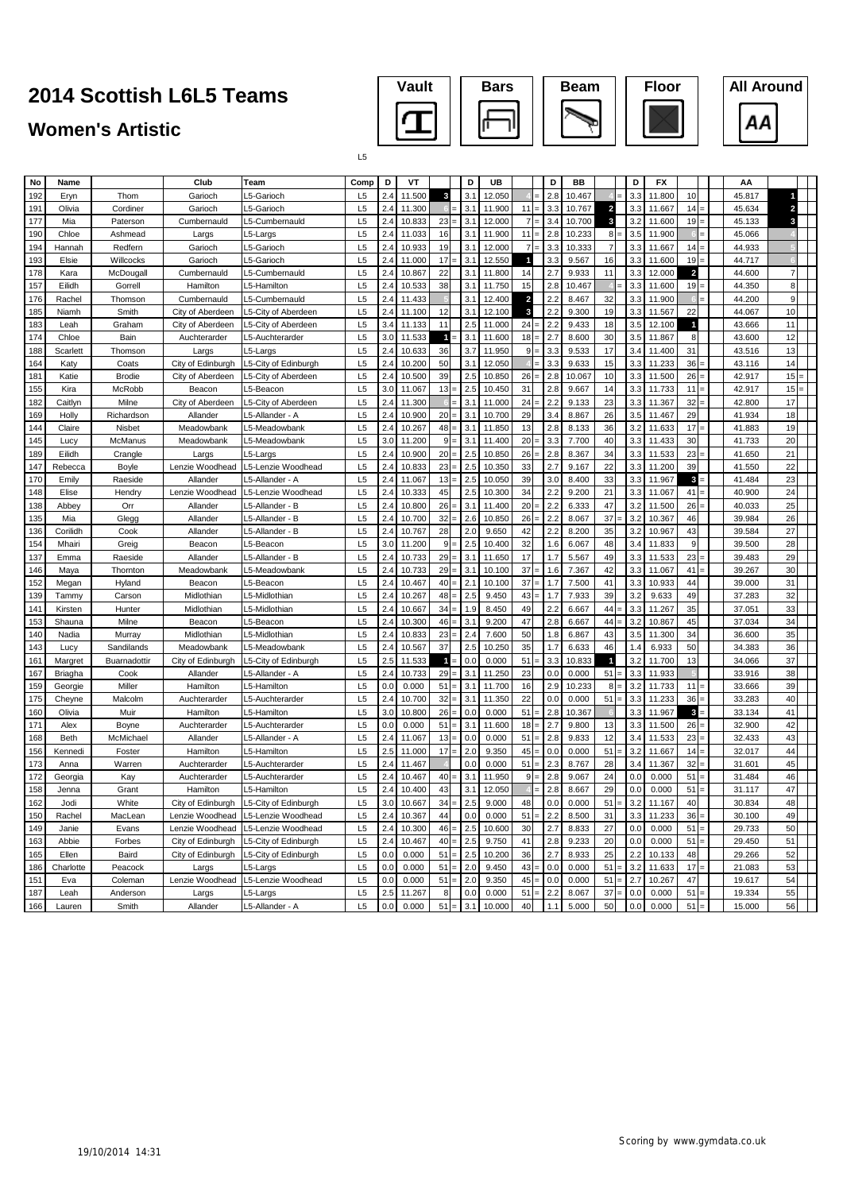# 2014 Scottish L6L5 Teams

## Women's Artistic

Vault | Bars | Beam | Floor | All Around

L5

| No | Name | | Club | Team | Comp | D | VT | | D | UB | | D | BB | | D | FX | | AA | |
|---|---|---|---|---|---|---|---|---|---|---|---|---|---|---|---|---|---|---|---|
| 192 | Eryn | Thom | Garioch | L5-Garioch | L5 | 2.4 | 11.500 | 3 | 3.1 | 12.050 | 4 = | 2.8 | 10.467 | 4 = | 3.3 | 11.800 | 10 | 45.817 | 1 |
| 191 | Olivia | Cordiner | Garioch | L5-Garioch | L5 | 2.4 | 11.300 | 6 = | 3.1 | 11.900 | 11 = | 3.3 | 10.767 | 2 | 3.3 | 11.667 | 14 = | 45.634 | 2 |
| 177 | Mia | Paterson | Cumbernauld | L5-Cumbernauld | L5 | 2.4 | 10.833 | 23 = | 3.1 | 12.000 | 7 = | 3.4 | 10.700 | 3 | 3.2 | 11.600 | 19 = | 45.133 | 3 |
| 190 | Chloe | Ashmead | Largs | L5-Largs | L5 | 2.4 | 11.033 | 16 | 3.1 | 11.900 | 11 = | 2.8 | 10.233 | 8 = | 3.5 | 11.900 | 6 = | 45.066 | 4 |
| 194 | Hannah | Redfern | Garioch | L5-Garioch | L5 | 2.4 | 10.933 | 19 | 3.1 | 12.000 | 7 = | 3.3 | 10.333 | 7 | 3.3 | 11.667 | 14 = | 44.933 | 5 |
| 193 | Elsie | Willcocks | Garioch | L5-Garioch | L5 | 2.4 | 11.000 | 17 = | 3.1 | 12.550 | 1 | 3.3 | 9.567 | 16 | 3.3 | 11.600 | 19 = | 44.717 | 6 |
| 178 | Kara | McDougall | Cumbernauld | L5-Cumbernauld | L5 | 2.4 | 10.867 | 22 | 3.1 | 11.800 | 14 | 2.7 | 9.933 | 11 | 3.3 | 12.000 | 2 | 44.600 | 7 |
| 157 | Eilidh | Gorrell | Hamilton | L5-Hamilton | L5 | 2.4 | 10.533 | 38 | 3.1 | 11.750 | 15 | 2.8 | 10.467 | 4 = | 3.3 | 11.600 | 19 = | 44.350 | 8 |
| 176 | Rachel | Thomson | Cumbernauld | L5-Cumbernauld | L5 | 2.4 | 11.433 | 5 | 3.1 | 12.400 | 2 | 2.2 | 8.467 | 32 | 3.3 | 11.900 | 6 = | 44.200 | 9 |
| 185 | Niamh | Smith | City of Aberdeen | L5-City of Aberdeen | L5 | 2.4 | 11.100 | 12 | 3.1 | 12.100 | 3 | 2.2 | 9.300 | 19 | 3.3 | 11.567 | 22 | 44.067 | 10 |
| 183 | Leah | Graham | City of Aberdeen | L5-City of Aberdeen | L5 | 3.4 | 11.133 | 11 | 2.5 | 11.000 | 24 = | 2.2 | 9.433 | 18 | 3.5 | 12.100 | 1 | 43.666 | 11 |
| 174 | Chloe | Bain | Auchterarder | L5-Auchterarder | L5 | 3.0 | 11.533 | 1 = | 3.1 | 11.600 | 18 = | 2.7 | 8.600 | 30 | 3.5 | 11.867 | 8 | 43.600 | 12 |
| 188 | Scarlett | Thomson | Largs | L5-Largs | L5 | 2.4 | 10.633 | 36 | 3.7 | 11.950 | 9 = | 3.3 | 9.533 | 17 | 3.4 | 11.400 | 31 | 43.516 | 13 |
| 164 | Katy | Coats | City of Edinburgh | L5-City of Edinburgh | L5 | 2.4 | 10.200 | 50 | 3.1 | 12.050 | 4 = | 3.3 | 9.633 | 15 | 3.3 | 11.233 | 36 = | 43.116 | 14 |
| 181 | Katie | Brodie | City of Aberdeen | L5-City of Aberdeen | L5 | 2.4 | 10.500 | 39 | 2.5 | 10.850 | 26 = | 2.8 | 10.067 | 10 | 3.3 | 11.500 | 26 = | 42.917 | 15 = |
| 155 | Kira | McRobb | Beacon | L5-Beacon | L5 | 3.0 | 11.067 | 13 = | 2.5 | 10.450 | 31 | 2.8 | 9.667 | 14 | 3.3 | 11.733 | 11 = | 42.917 | 15 = |
| 182 | Caitlyn | Milne | City of Aberdeen | L5-City of Aberdeen | L5 | 2.4 | 11.300 | 6 = | 3.1 | 11.000 | 24 = | 2.2 | 9.133 | 23 | 3.3 | 11.367 | 32 = | 42.800 | 17 |
| 169 | Holly | Richardson | Allander | L5-Allander - A | L5 | 2.4 | 10.900 | 20 = | 3.1 | 10.700 | 29 | 3.4 | 8.867 | 26 | 3.5 | 11.467 | 29 | 41.934 | 18 |
| 144 | Claire | Nisbet | Meadowbank | L5-Meadowbank | L5 | 2.4 | 10.267 | 48 = | 3.1 | 11.850 | 13 | 2.8 | 8.133 | 36 | 3.2 | 11.633 | 17 = | 41.883 | 19 |
| 145 | Lucy | McManus | Meadowbank | L5-Meadowbank | L5 | 3.0 | 11.200 | 9 = | 3.1 | 11.400 | 20 = | 3.3 | 7.700 | 40 | 3.3 | 11.433 | 30 | 41.733 | 20 |
| 189 | Eilidh | Crangle | Largs | L5-Largs | L5 | 2.4 | 10.900 | 20 = | 2.5 | 10.850 | 26 = | 2.8 | 8.367 | 34 | 3.3 | 11.533 | 23 = | 41.650 | 21 |
| 147 | Rebecca | Boyle | Lenzie Woodhead | L5-Lenzie Woodhead | L5 | 2.4 | 10.833 | 23 = | 2.5 | 10.350 | 33 | 2.7 | 9.167 | 22 | 3.3 | 11.200 | 39 | 41.550 | 22 |
| 170 | Emily | Raeside | Allander | L5-Allander - A | L5 | 2.4 | 11.067 | 13 = | 2.5 | 10.050 | 39 | 3.0 | 8.400 | 33 | 3.3 | 11.967 | 3 = | 41.484 | 23 |
| 148 | Elise | Hendry | Lenzie Woodhead | L5-Lenzie Woodhead | L5 | 2.4 | 10.333 | 45 | 2.5 | 10.300 | 34 | 2.2 | 9.200 | 21 | 3.3 | 11.067 | 41 = | 40.900 | 24 |
| 138 | Abbey | Orr | Allander | L5-Allander - B | L5 | 2.4 | 10.800 | 26 = | 3.1 | 11.400 | 20 = | 2.2 | 6.333 | 47 | 3.2 | 11.500 | 26 = | 40.033 | 25 |
| 135 | Mia | Glegg | Allander | L5-Allander - B | L5 | 2.4 | 10.700 | 32 = | 2.6 | 10.850 | 26 = | 2.2 | 8.067 | 37 = | 3.2 | 10.367 | 46 | 39.984 | 26 |
| 136 | Corilidh | Cook | Allander | L5-Allander - B | L5 | 2.4 | 10.767 | 28 | 2.0 | 9.650 | 42 | 2.2 | 8.200 | 35 | 3.2 | 10.967 | 43 | 39.584 | 27 |
| 154 | Mhairi | Greig | Beacon | L5-Beacon | L5 | 3.0 | 11.200 | 9 = | 2.5 | 10.400 | 32 | 1.6 | 6.067 | 48 | 3.4 | 11.833 | 9 | 39.500 | 28 |
| 137 | Emma | Raeside | Allander | L5-Allander - B | L5 | 2.4 | 10.733 | 29 = | 3.1 | 11.650 | 17 | 1.7 | 5.567 | 49 | 3.3 | 11.533 | 23 = | 39.483 | 29 |
| 146 | Maya | Thornton | Meadowbank | L5-Meadowbank | L5 | 2.4 | 10.733 | 29 = | 3.1 | 10.100 | 37 = | 1.6 | 7.367 | 42 | 3.3 | 11.067 | 41 = | 39.267 | 30 |
| 152 | Megan | Hyland | Beacon | L5-Beacon | L5 | 2.4 | 10.467 | 40 = | 2.1 | 10.100 | 37 = | 1.7 | 7.500 | 41 | 3.3 | 10.933 | 44 | 39.000 | 31 |
| 139 | Tammy | Carson | Midlothian | L5-Midlothian | L5 | 2.4 | 10.267 | 48 = | 2.5 | 9.450 | 43 = | 1.7 | 7.933 | 39 | 3.2 | 9.633 | 49 | 37.283 | 32 |
| 141 | Kirsten | Hunter | Midlothian | L5-Midlothian | L5 | 2.4 | 10.667 | 34 = | 1.9 | 8.450 | 49 | 2.2 | 6.667 | 44 = | 3.3 | 11.267 | 35 | 37.051 | 33 |
| 153 | Shauna | Milne | Beacon | L5-Beacon | L5 | 2.4 | 10.300 | 46 = | 3.1 | 9.200 | 47 | 2.8 | 6.667 | 44 = | 3.2 | 10.867 | 45 | 37.034 | 34 |
| 140 | Nadia | Murray | Midlothian | L5-Midlothian | L5 | 2.4 | 10.833 | 23 = | 2.4 | 7.600 | 50 | 1.8 | 6.867 | 43 | 3.5 | 11.300 | 34 | 36.600 | 35 |
| 143 | Lucy | Sandilands | Meadowbank | L5-Meadowbank | L5 | 2.4 | 10.567 | 37 | 2.5 | 10.250 | 35 | 1.7 | 6.633 | 46 | 1.4 | 6.933 | 50 | 34.383 | 36 |
| 161 | Margret | Buarnadottir | City of Edinburgh | L5-City of Edinburgh | L5 | 2.5 | 11.533 | 1 = | 0.0 | 0.000 | 51 = | 3.3 | 10.833 | 1 | 3.2 | 11.700 | 13 | 34.066 | 37 |
| 167 | Briagha | Cook | Allander | L5-Allander - A | L5 | 2.4 | 10.733 | 29 = | 3.1 | 11.250 | 23 | 0.0 | 0.000 | 51 = | 3.3 | 11.933 | 5 | 33.916 | 38 |
| 159 | Georgie | Miller | Hamilton | L5-Hamilton | L5 | 0.0 | 0.000 | 51 = | 3.1 | 11.700 | 16 | 2.9 | 10.233 | 8 = | 3.2 | 11.733 | 11 = | 33.666 | 39 |
| 175 | Cheyne | Malcolm | Auchterarder | L5-Auchterarder | L5 | 2.4 | 10.700 | 32 = | 3.1 | 11.350 | 22 | 0.0 | 0.000 | 51 = | 3.3 | 11.233 | 36 = | 33.283 | 40 |
| 160 | Olivia | Muir | Hamilton | L5-Hamilton | L5 | 3.0 | 10.800 | 26 = | 0.0 | 0.000 | 51 = | 2.8 | 10.367 | 6 | 3.3 | 11.967 | 3 = | 33.134 | 41 |
| 171 | Alex | Boyne | Auchterarder | L5-Auchterarder | L5 | 0.0 | 0.000 | 51 = | 3.1 | 11.600 | 18 = | 2.7 | 9.800 | 13 | 3.3 | 11.500 | 26 = | 32.900 | 42 |
| 168 | Beth | McMichael | Allander | L5-Allander - A | L5 | 2.4 | 11.067 | 13 = | 0.0 | 0.000 | 51 = | 2.8 | 9.833 | 12 | 3.4 | 11.533 | 23 = | 32.433 | 43 |
| 156 | Kennedi | Foster | Hamilton | L5-Hamilton | L5 | 2.5 | 11.000 | 17 = | 2.0 | 9.350 | 45 = | 0.0 | 0.000 | 51 = | 3.2 | 11.667 | 14 = | 32.017 | 44 |
| 173 | Anna | Warren | Auchterarder | L5-Auchterarder | L5 | 2.4 | 11.467 | 4 | 0.0 | 0.000 | 51 = | 2.3 | 8.767 | 28 | 3.4 | 11.367 | 32 = | 31.601 | 45 |
| 172 | Georgia | Kay | Auchterarder | L5-Auchterarder | L5 | 2.4 | 10.467 | 40 = | 3.1 | 11.950 | 9 = | 2.8 | 9.067 | 24 | 0.0 | 0.000 | 51 = | 31.484 | 46 |
| 158 | Jenna | Grant | Hamilton | L5-Hamilton | L5 | 2.4 | 10.400 | 43 | 3.1 | 12.050 | 4 = | 2.8 | 8.667 | 29 | 0.0 | 0.000 | 51 = | 31.117 | 47 |
| 162 | Jodi | White | City of Edinburgh | L5-City of Edinburgh | L5 | 3.0 | 10.667 | 34 = | 2.5 | 9.000 | 48 | 0.0 | 0.000 | 51 = | 3.2 | 11.167 | 40 | 30.834 | 48 |
| 150 | Rachel | MacLean | Lenzie Woodhead | L5-Lenzie Woodhead | L5 | 2.4 | 10.367 | 44 | 0.0 | 0.000 | 51 = | 2.2 | 8.500 | 31 | 3.3 | 11.233 | 36 = | 30.100 | 49 |
| 149 | Janie | Evans | Lenzie Woodhead | L5-Lenzie Woodhead | L5 | 2.4 | 10.300 | 46 = | 2.5 | 10.600 | 30 | 2.7 | 8.833 | 27 | 0.0 | 0.000 | 51 = | 29.733 | 50 |
| 163 | Abbie | Forbes | City of Edinburgh | L5-City of Edinburgh | L5 | 2.4 | 10.467 | 40 = | 2.5 | 9.750 | 41 | 2.8 | 9.233 | 20 | 0.0 | 0.000 | 51 = | 29.450 | 51 |
| 165 | Ellen | Baird | City of Edinburgh | L5-City of Edinburgh | L5 | 0.0 | 0.000 | 51 = | 2.5 | 10.200 | 36 | 2.7 | 8.933 | 25 | 2.2 | 10.133 | 48 | 29.266 | 52 |
| 186 | Charlotte | Peacock | Largs | L5-Largs | L5 | 0.0 | 0.000 | 51 = | 2.0 | 9.450 | 43 = | 0.0 | 0.000 | 51 = | 3.3 | 11.633 | 17 = | 21.083 | 53 |
| 151 | Eva | Coleman | Lenzie Woodhead | L5-Lenzie Woodhead | L5 | 0.0 | 0.000 | 51 = | 2.0 | 9.350 | 45 = | 0.0 | 0.000 | 51 = | 2.7 | 10.267 | 47 | 19.617 | 54 |
| 187 | Leah | Anderson | Largs | L5-Largs | L5 | 2.5 | 11.267 | 8 | 0.0 | 0.000 | 51 = | 2.2 | 8.067 | 37 = | 0.0 | 0.000 | 51 = | 19.334 | 55 |
| 166 | Lauren | Smith | Allander | L5-Allander - A | L5 | 0.0 | 0.000 | 51 = | 3.1 | 10.000 | 40 | 1.1 | 5.000 | 50 | 0.0 | 0.000 | 51 = | 15.000 | 56 |

19/10/2014 14:31

Scoring by www.gymdata.co.uk